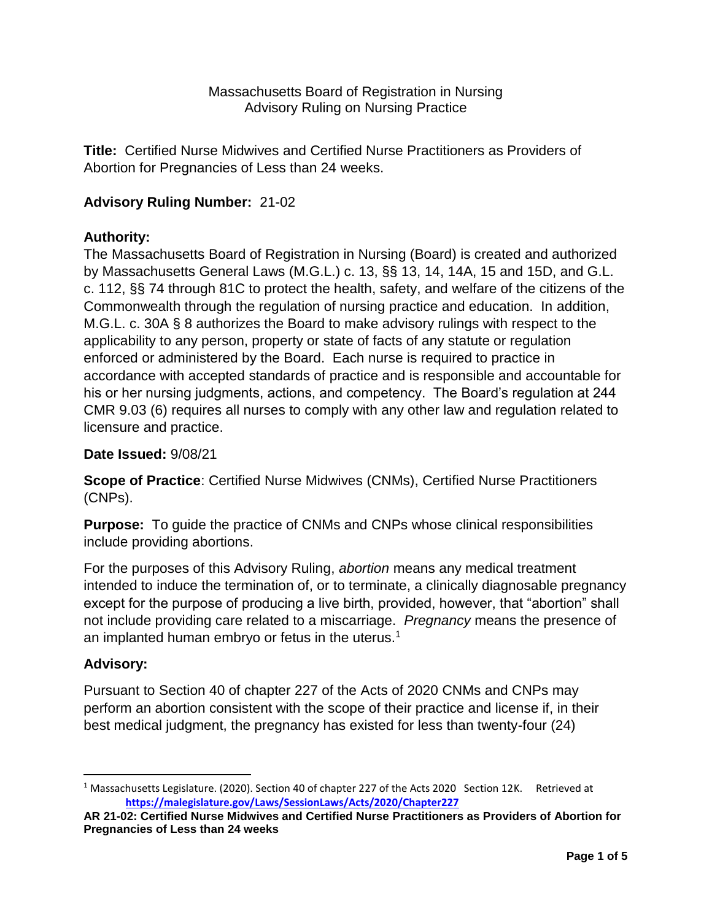Massachusetts Board of Registration in Nursing
Advisory Ruling on Nursing Practice

**Title:** Certified Nurse Midwives and Certified Nurse Practitioners as Providers of Abortion for Pregnancies of Less than 24 weeks.

**Advisory Ruling Number:** 21-02

**Authority:**

The Massachusetts Board of Registration in Nursing (Board) is created and authorized by Massachusetts General Laws (M.G.L.) c. 13, §§ 13, 14, 14A, 15 and 15D, and G.L. c. 112, §§ 74 through 81C to protect the health, safety, and welfare of the citizens of the Commonwealth through the regulation of nursing practice and education. In addition, M.G.L. c. 30A § 8 authorizes the Board to make advisory rulings with respect to the applicability to any person, property or state of facts of any statute or regulation enforced or administered by the Board. Each nurse is required to practice in accordance with accepted standards of practice and is responsible and accountable for his or her nursing judgments, actions, and competency. The Board's regulation at 244 CMR 9.03 (6) requires all nurses to comply with any other law and regulation related to licensure and practice.

**Date Issued:** 9/08/21

**Scope of Practice**: Certified Nurse Midwives (CNMs), Certified Nurse Practitioners (CNPs).

**Purpose:** To guide the practice of CNMs and CNPs whose clinical responsibilities include providing abortions.

For the purposes of this Advisory Ruling, *abortion* means any medical treatment intended to induce the termination of, or to terminate, a clinically diagnosable pregnancy except for the purpose of producing a live birth, provided, however, that "abortion" shall not include providing care related to a miscarriage. *Pregnancy* means the presence of an implanted human embryo or fetus in the uterus.[1]

**Advisory:**

Pursuant to Section 40 of chapter 227 of the Acts of 2020 CNMs and CNPs may perform an abortion consistent with the scope of their practice and license if, in their best medical judgment, the pregnancy has existed for less than twenty-four (24)

---

[1] Massachusetts Legislature. (2020). Section 40 of chapter 227 of the Acts 2020 Section 12K. Retrieved at **https://malegislature.gov/Laws/SessionLaws/Acts/2020/Chapter227**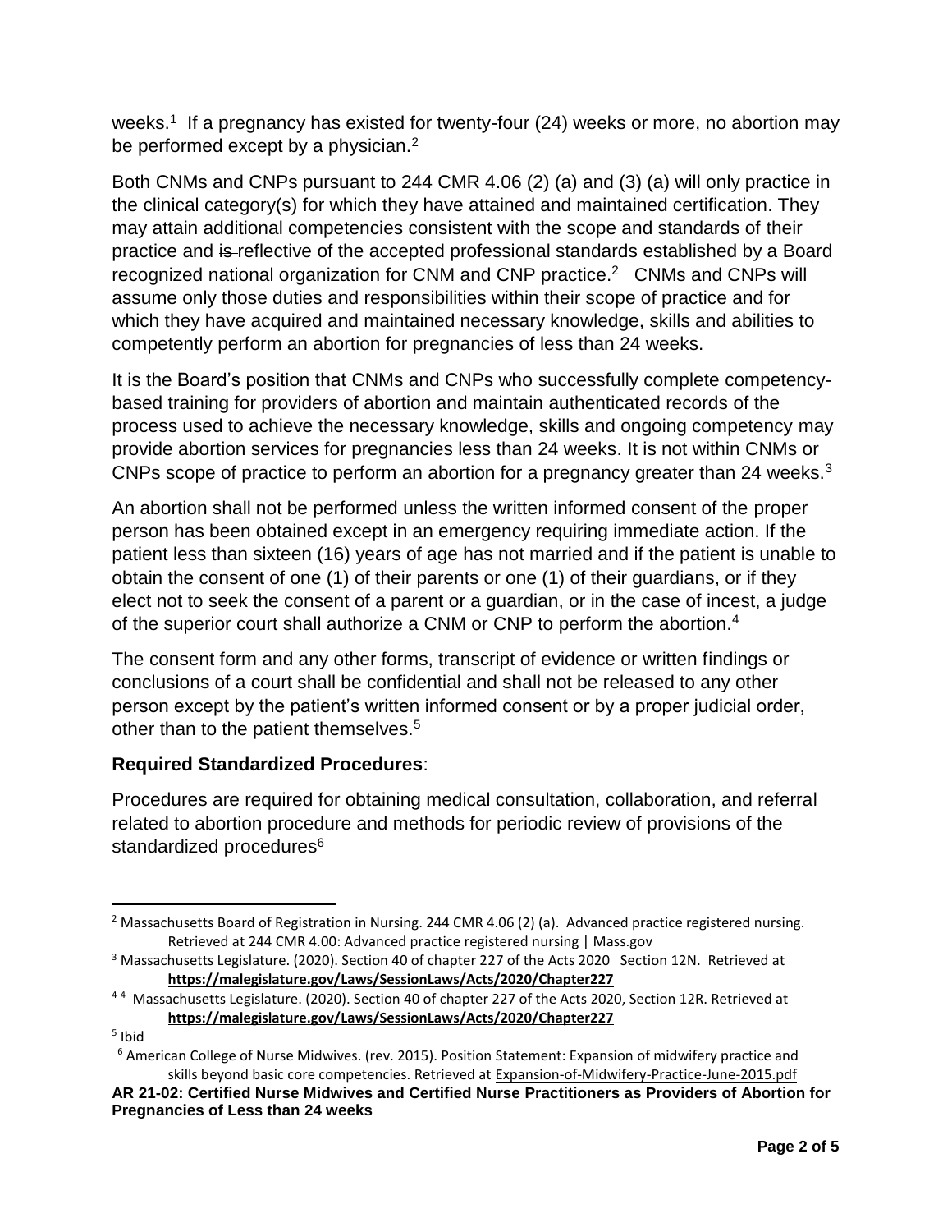weeks.[1] If a pregnancy has existed for twenty-four (24) weeks or more, no abortion may be performed except by a physician.[2]

Both CNMs and CNPs pursuant to 244 CMR 4.06 (2) (a) and (3) (a) will only practice in the clinical category(s) for which they have attained and maintained certification. They may attain additional competencies consistent with the scope and standards of their practice and ~~is~~ reflective of the accepted professional standards established by a Board recognized national organization for CNM and CNP practice.[2] CNMs and CNPs will assume only those duties and responsibilities within their scope of practice and for which they have acquired and maintained necessary knowledge, skills and abilities to competently perform an abortion for pregnancies of less than 24 weeks.

It is the Board's position that CNMs and CNPs who successfully complete competency-based training for providers of abortion and maintain authenticated records of the process used to achieve the necessary knowledge, skills and ongoing competency may provide abortion services for pregnancies less than 24 weeks. It is not within CNMs or CNPs scope of practice to perform an abortion for a pregnancy greater than 24 weeks.[3]

An abortion shall not be performed unless the written informed consent of the proper person has been obtained except in an emergency requiring immediate action. If the patient less than sixteen (16) years of age has not married and if the patient is unable to obtain the consent of one (1) of their parents or one (1) of their guardians, or if they elect not to seek the consent of a parent or a guardian, or in the case of incest, a judge of the superior court shall authorize a CNM or CNP to perform the abortion.[4]

The consent form and any other forms, transcript of evidence or written findings or conclusions of a court shall be confidential and shall not be released to any other person except by the patient's written informed consent or by a proper judicial order, other than to the patient themselves.[5]

**Required Standardized Procedures**:

Procedures are required for obtaining medical consultation, collaboration, and referral related to abortion procedure and methods for periodic review of provisions of the standardized procedures[6]

---

[2] Massachusetts Board of Registration in Nursing. 244 CMR 4.06 (2) (a). Advanced practice registered nursing. Retrieved at 244 CMR 4.00: Advanced practice registered nursing | Mass.gov

[3] Massachusetts Legislature. (2020). Section 40 of chapter 227 of the Acts 2020 Section 12N. Retrieved at **https://malegislature.gov/Laws/SessionLaws/Acts/2020/Chapter227**

[4] [4] Massachusetts Legislature. (2020). Section 40 of chapter 227 of the Acts 2020, Section 12R. Retrieved at **https://malegislature.gov/Laws/SessionLaws/Acts/2020/Chapter227**

[5] Ibid

[6] American College of Nurse Midwives. (rev. 2015). Position Statement: Expansion of midwifery practice and skills beyond basic core competencies. Retrieved at Expansion-of-Midwifery-Practice-June-2015.pdf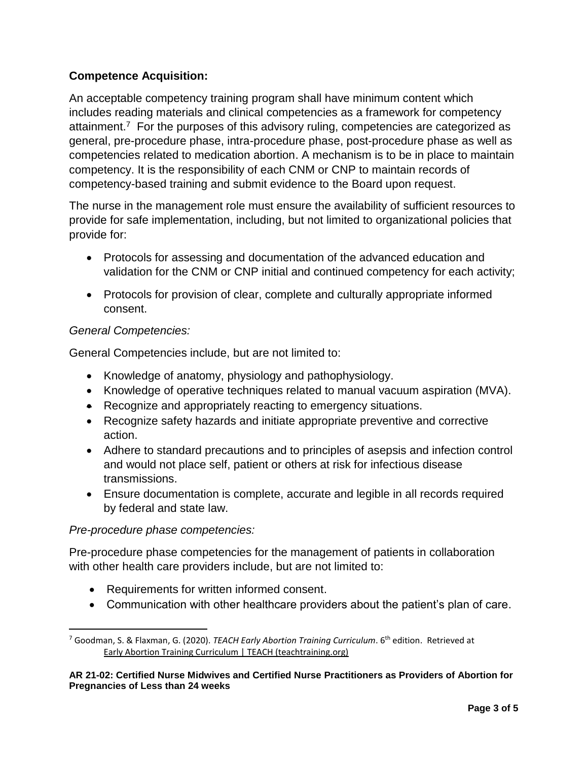**Competence Acquisition:**

An acceptable competency training program shall have minimum content which includes reading materials and clinical competencies as a framework for competency attainment.[7] For the purposes of this advisory ruling, competencies are categorized as general, pre-procedure phase, intra-procedure phase, post-procedure phase as well as competencies related to medication abortion. A mechanism is to be in place to maintain competency. It is the responsibility of each CNM or CNP to maintain records of competency-based training and submit evidence to the Board upon request.

The nurse in the management role must ensure the availability of sufficient resources to provide for safe implementation, including, but not limited to organizational policies that provide for:

- Protocols for assessing and documentation of the advanced education and validation for the CNM or CNP initial and continued competency for each activity;
- Protocols for provision of clear, complete and culturally appropriate informed consent.

*General Competencies:*

General Competencies include, but are not limited to:

- Knowledge of anatomy, physiology and pathophysiology.
- Knowledge of operative techniques related to manual vacuum aspiration (MVA).
- Recognize and appropriately reacting to emergency situations.
- Recognize safety hazards and initiate appropriate preventive and corrective action.
- Adhere to standard precautions and to principles of asepsis and infection control and would not place self, patient or others at risk for infectious disease transmissions.
- Ensure documentation is complete, accurate and legible in all records required by federal and state law.

*Pre-procedure phase competencies:*

Pre-procedure phase competencies for the management of patients in collaboration with other health care providers include, but are not limited to:

- Requirements for written informed consent.
- Communication with other healthcare providers about the patient's plan of care.

---

[7] Goodman, S. & Flaxman, G. (2020). *TEACH Early Abortion Training Curriculum*. 6th edition. Retrieved at Early Abortion Training Curriculum | TEACH (teachtraining.org)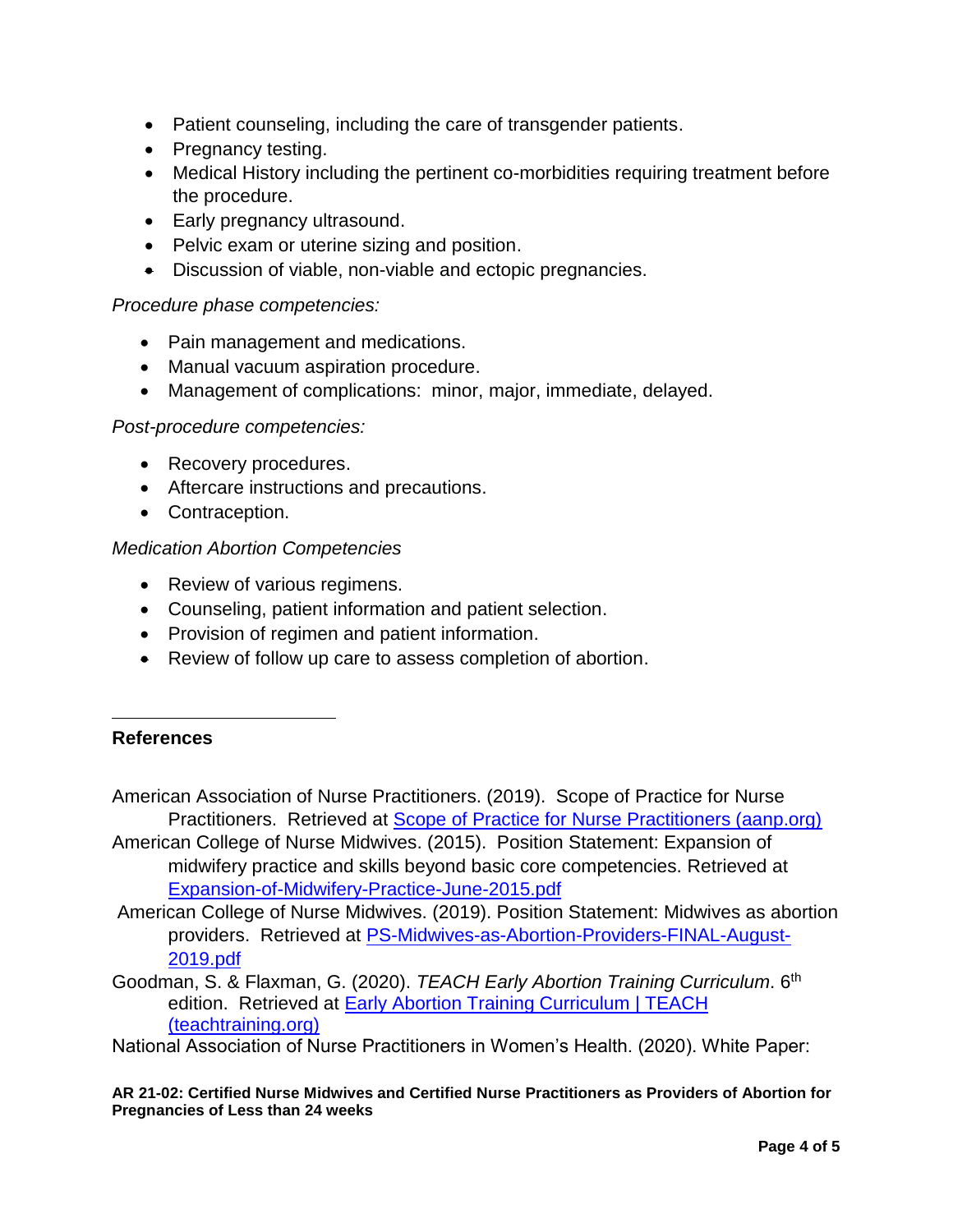- Patient counseling, including the care of transgender patients.
- Pregnancy testing.
- Medical History including the pertinent co-morbidities requiring treatment before the procedure.
- Early pregnancy ultrasound.
- Pelvic exam or uterine sizing and position.
- Discussion of viable, non-viable and ectopic pregnancies.

*Procedure phase competencies:*

- Pain management and medications.
- Manual vacuum aspiration procedure.
- Management of complications: minor, major, immediate, delayed.

*Post-procedure competencies:*

- Recovery procedures.
- Aftercare instructions and precautions.
- Contraception.

*Medication Abortion Competencies*

- Review of various regimens.
- Counseling, patient information and patient selection.
- Provision of regimen and patient information.
- Review of follow up care to assess completion of abortion.

---

**References**

American Association of Nurse Practitioners. (2019). Scope of Practice for Nurse Practitioners. Retrieved at [Scope of Practice for Nurse Practitioners (aanp.org)]

American College of Nurse Midwives. (2015). Position Statement: Expansion of midwifery practice and skills beyond basic core competencies. Retrieved at [Expansion-of-Midwifery-Practice-June-2015.pdf]

American College of Nurse Midwives. (2019). Position Statement: Midwives as abortion providers. Retrieved at [PS-Midwives-as-Abortion-Providers-FINAL-August-2019.pdf]

Goodman, S. & Flaxman, G. (2020). *TEACH Early Abortion Training Curriculum*. 6th edition. Retrieved at [Early Abortion Training Curriculum | TEACH (teachtraining.org)]

National Association of Nurse Practitioners in Women's Health. (2020). White Paper:

**AR 21-02: Certified Nurse Midwives and Certified Nurse Practitioners as Providers of Abortion for Pregnancies of Less than 24 weeks**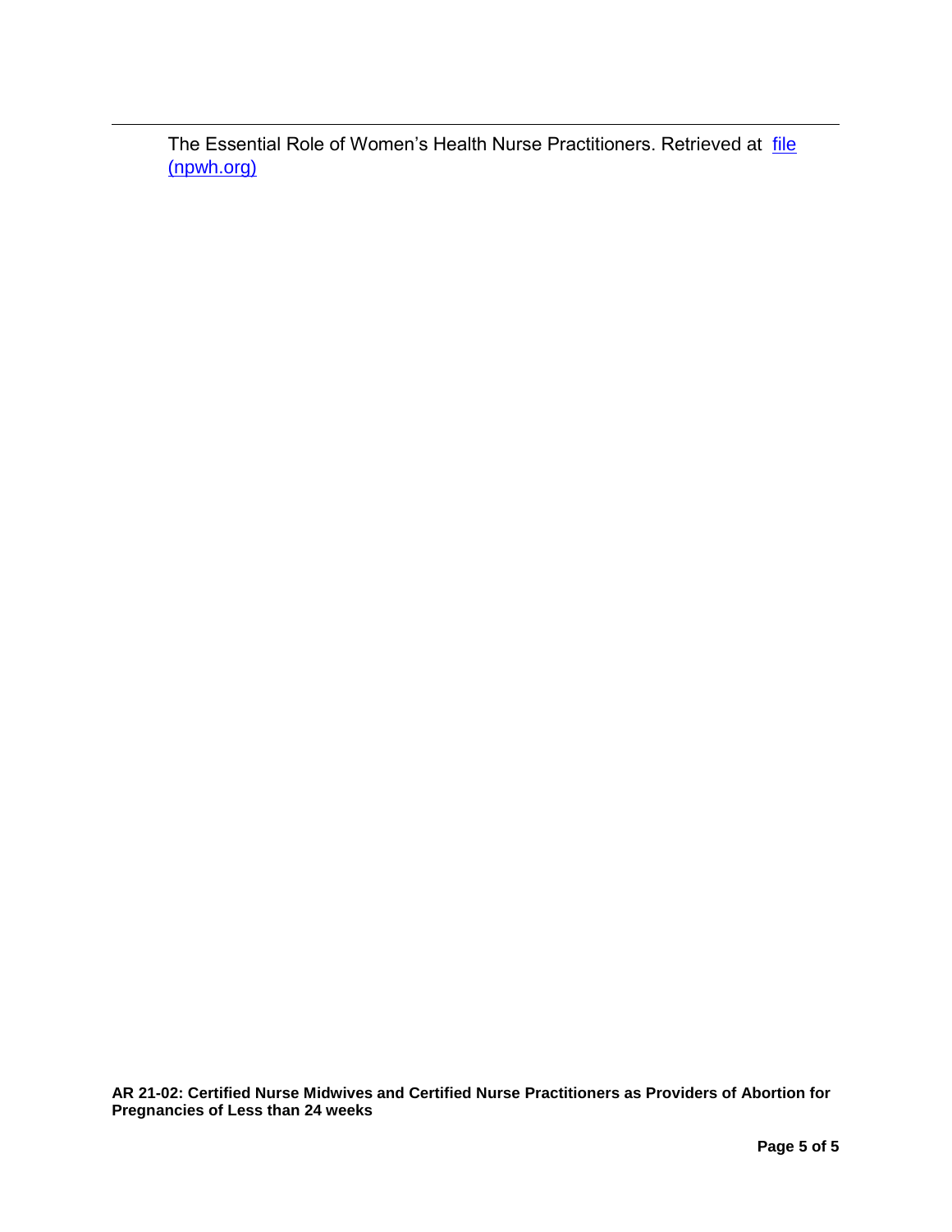The Essential Role of Women's Health Nurse Practitioners. Retrieved at [file (npwh.org)](npwh.org)